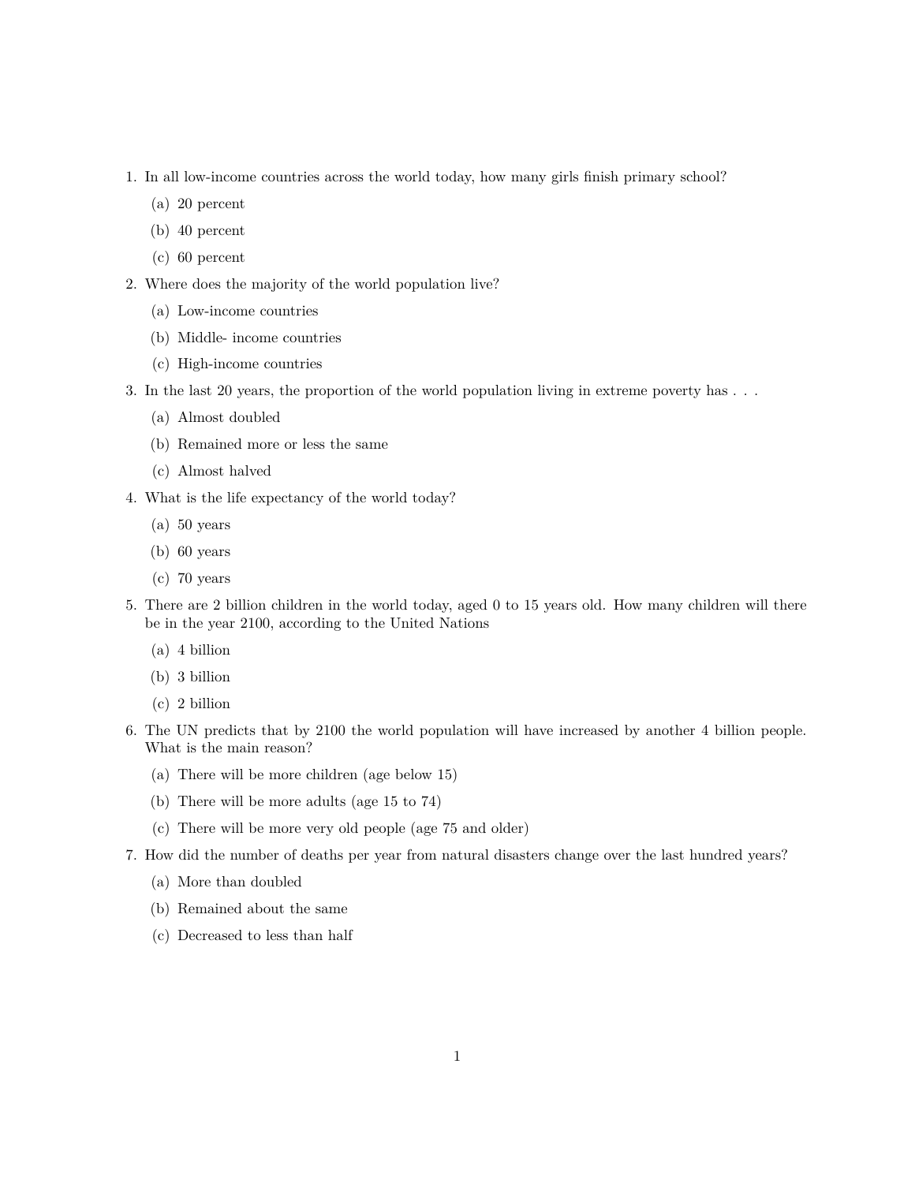1. In all low-income countries across the world today, how many girls finish primary school?
   (a) 20 percent
   (b) 40 percent
   (c) 60 percent
2. Where does the majority of the world population live?
   (a) Low-income countries
   (b) Middle- income countries
   (c) High-income countries
3. In the last 20 years, the proportion of the world population living in extreme poverty has . . .
   (a) Almost doubled
   (b) Remained more or less the same
   (c) Almost halved
4. What is the life expectancy of the world today?
   (a) 50 years
   (b) 60 years
   (c) 70 years
5. There are 2 billion children in the world today, aged 0 to 15 years old. How many children will there be in the year 2100, according to the United Nations
   (a) 4 billion
   (b) 3 billion
   (c) 2 billion
6. The UN predicts that by 2100 the world population will have increased by another 4 billion people. What is the main reason?
   (a) There will be more children (age below 15)
   (b) There will be more adults (age 15 to 74)
   (c) There will be more very old people (age 75 and older)
7. How did the number of deaths per year from natural disasters change over the last hundred years?
   (a) More than doubled
   (b) Remained about the same
   (c) Decreased to less than half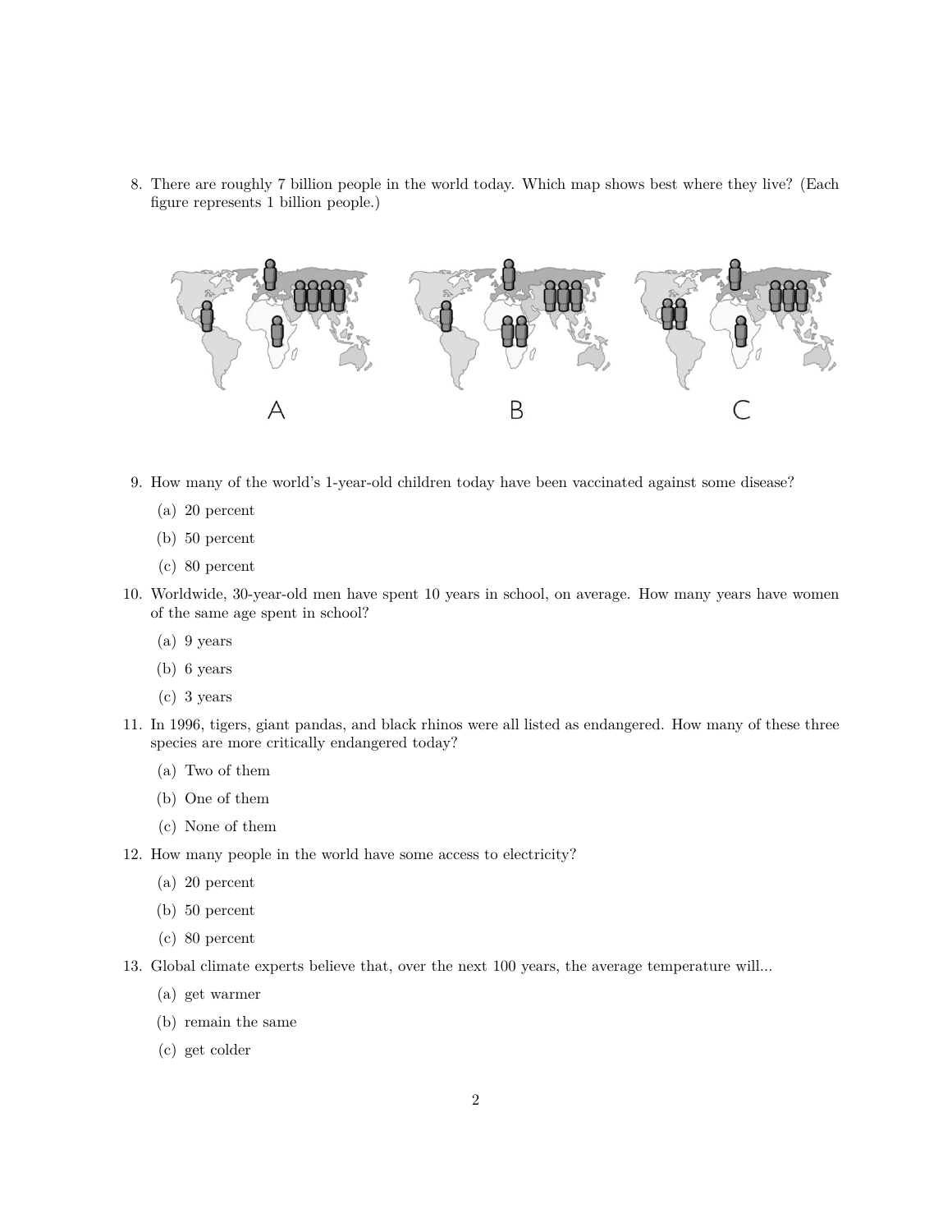8. There are roughly 7 billion people in the world today. Which map shows best where they live? (Each figure represents 1 billion people.)

A

B

C

9. How many of the world's 1-year-old children today have been vaccinated against some disease?
   (a) 20 percent
   (b) 50 percent
   (c) 80 percent

10. Worldwide, 30-year-old men have spent 10 years in school, on average. How many years have women of the same age spent in school?
    (a) 9 years
    (b) 6 years
    (c) 3 years

11. In 1996, tigers, giant pandas, and black rhinos were all listed as endangered. How many of these three species are more critically endangered today?
    (a) Two of them
    (b) One of them
    (c) None of them

12. How many people in the world have some access to electricity?
    (a) 20 percent
    (b) 50 percent
    (c) 80 percent

13. Global climate experts believe that, over the next 100 years, the average temperature will...
    (a) get warmer
    (b) remain the same
    (c) get colder